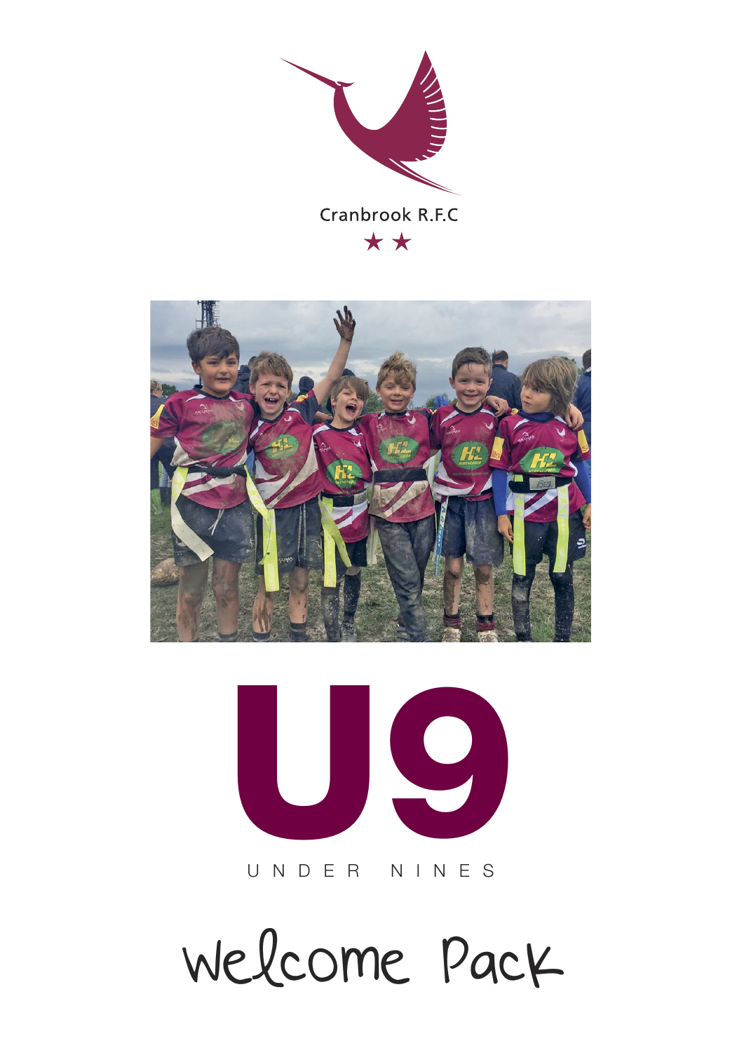Cranbrook R.F.C

★ ★

# U9

UNDER NINES

# Welcome Pack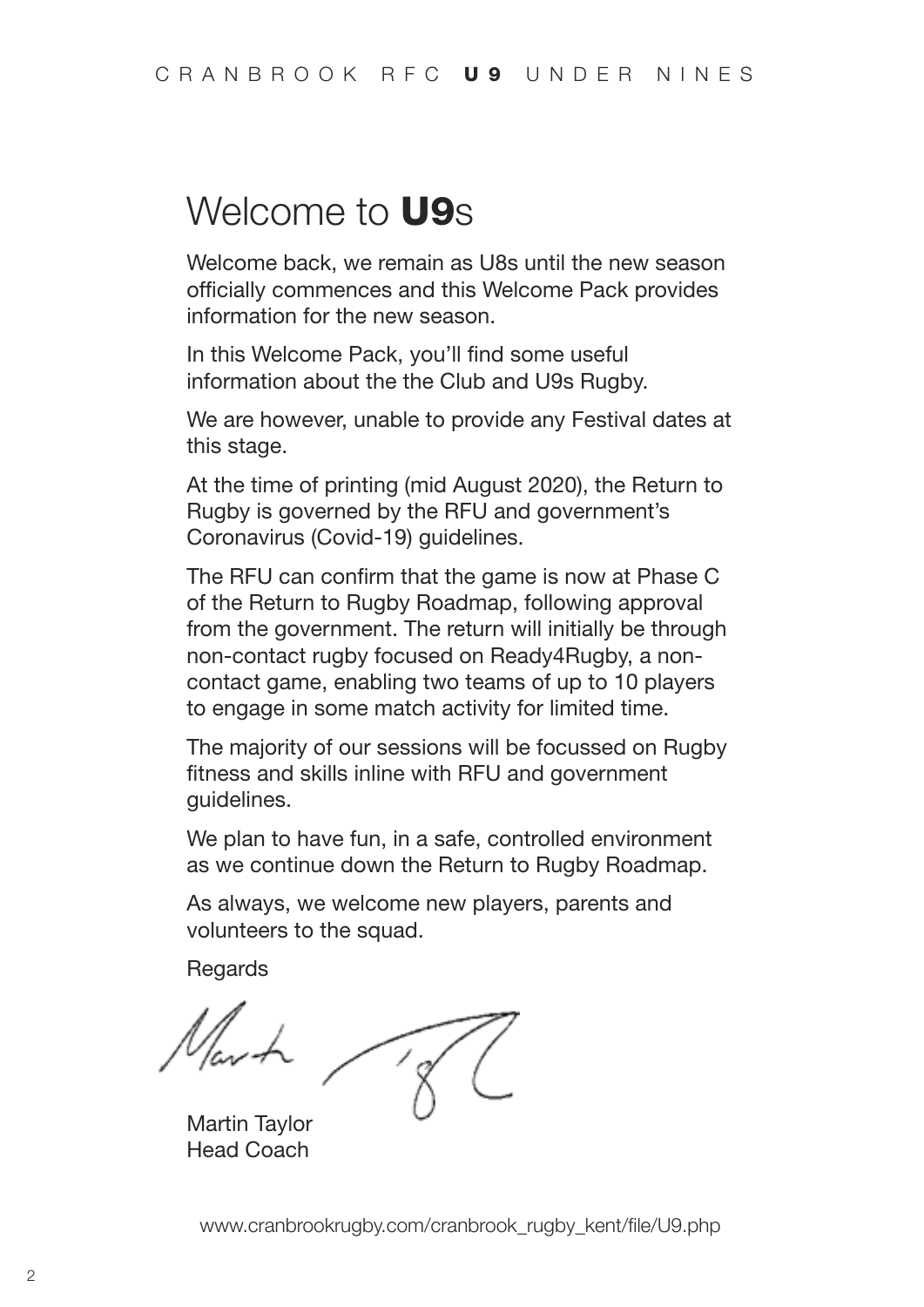# Welcome to **U9**s

Welcome back, we remain as U8s until the new season officially commences and this Welcome Pack provides information for the new season.

In this Welcome Pack, you'll find some useful information about the the Club and U9s Rugby.

We are however, unable to provide any Festival dates at this stage.

At the time of printing (mid August 2020), the Return to Rugby is governed by the RFU and government's Coronavirus (Covid-19) guidelines.

The RFU can confirm that the game is now at Phase C of the Return to Rugby Roadmap, following approval from the government. The return will initially be through non-contact rugby focused on Ready4Rugby, a non-contact game, enabling two teams of up to 10 players to engage in some match activity for limited time.

The majority of our sessions will be focussed on Rugby fitness and skills inline with RFU and government guidelines.

We plan to have fun, in a safe, controlled environment as we continue down the Return to Rugby Roadmap.

As always, we welcome new players, parents and volunteers to the squad.

Regards

Martin Taylor
Head Coach

www.cranbrookrugby.com/cranbrook_rugby_kent/file/U9.php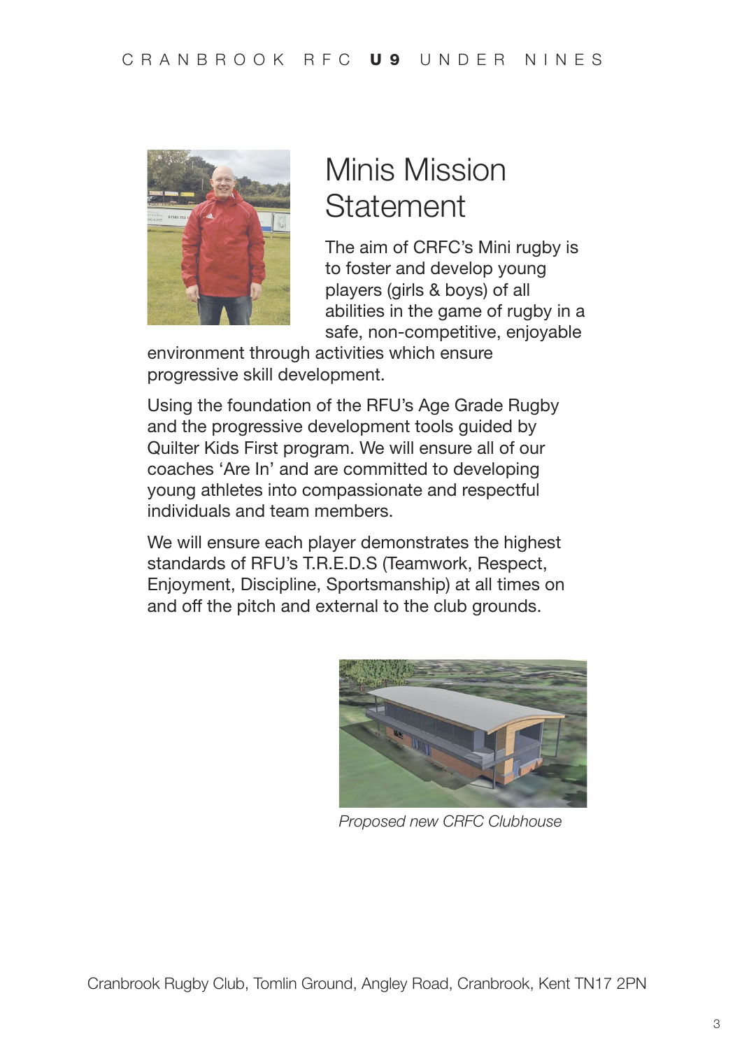# Minis Mission Statement

The aim of CRFC's Mini rugby is to foster and develop young players (girls & boys) of all abilities in the game of rugby in a safe, non-competitive, enjoyable environment through activities which ensure progressive skill development.

Using the foundation of the RFU's Age Grade Rugby and the progressive development tools guided by Quilter Kids First program. We will ensure all of our coaches 'Are In' and are committed to developing young athletes into compassionate and respectful individuals and team members.

We will ensure each player demonstrates the highest standards of RFU's T.R.E.D.S (Teamwork, Respect, Enjoyment, Discipline, Sportsmanship) at all times on and off the pitch and external to the club grounds.

*Proposed new CRFC Clubhouse*

Cranbrook Rugby Club, Tomlin Ground, Angley Road, Cranbrook, Kent TN17 2PN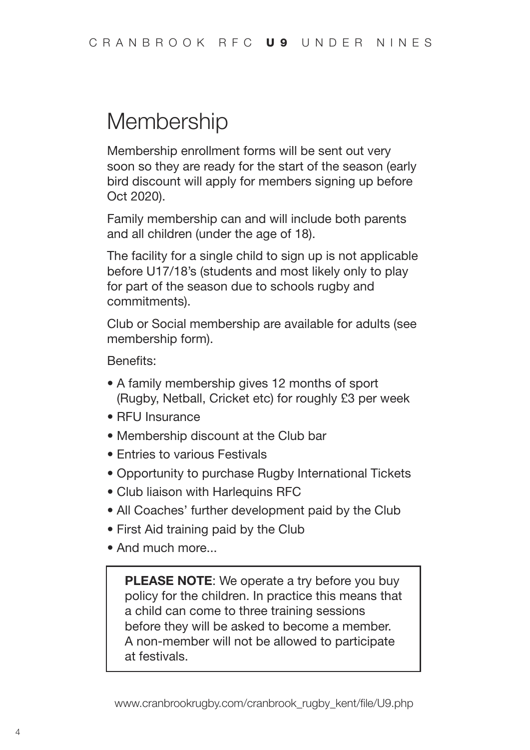# Membership

Membership enrollment forms will be sent out very soon so they are ready for the start of the season (early bird discount will apply for members signing up before Oct 2020).

Family membership can and will include both parents and all children (under the age of 18).

The facility for a single child to sign up is not applicable before U17/18's (students and most likely only to play for part of the season due to schools rugby and commitments).

Club or Social membership are available for adults (see membership form).

Benefits:

- A family membership gives 12 months of sport (Rugby, Netball, Cricket etc) for roughly £3 per week
- RFU Insurance
- Membership discount at the Club bar
- Entries to various Festivals
- Opportunity to purchase Rugby International Tickets
- Club liaison with Harlequins RFC
- All Coaches' further development paid by the Club
- First Aid training paid by the Club
- And much more...

> **PLEASE NOTE**: We operate a try before you buy policy for the children. In practice this means that a child can come to three training sessions before they will be asked to become a member. A non-member will not be allowed to participate at festivals.

www.cranbrookrugby.com/cranbrook_rugby_kent/file/U9.php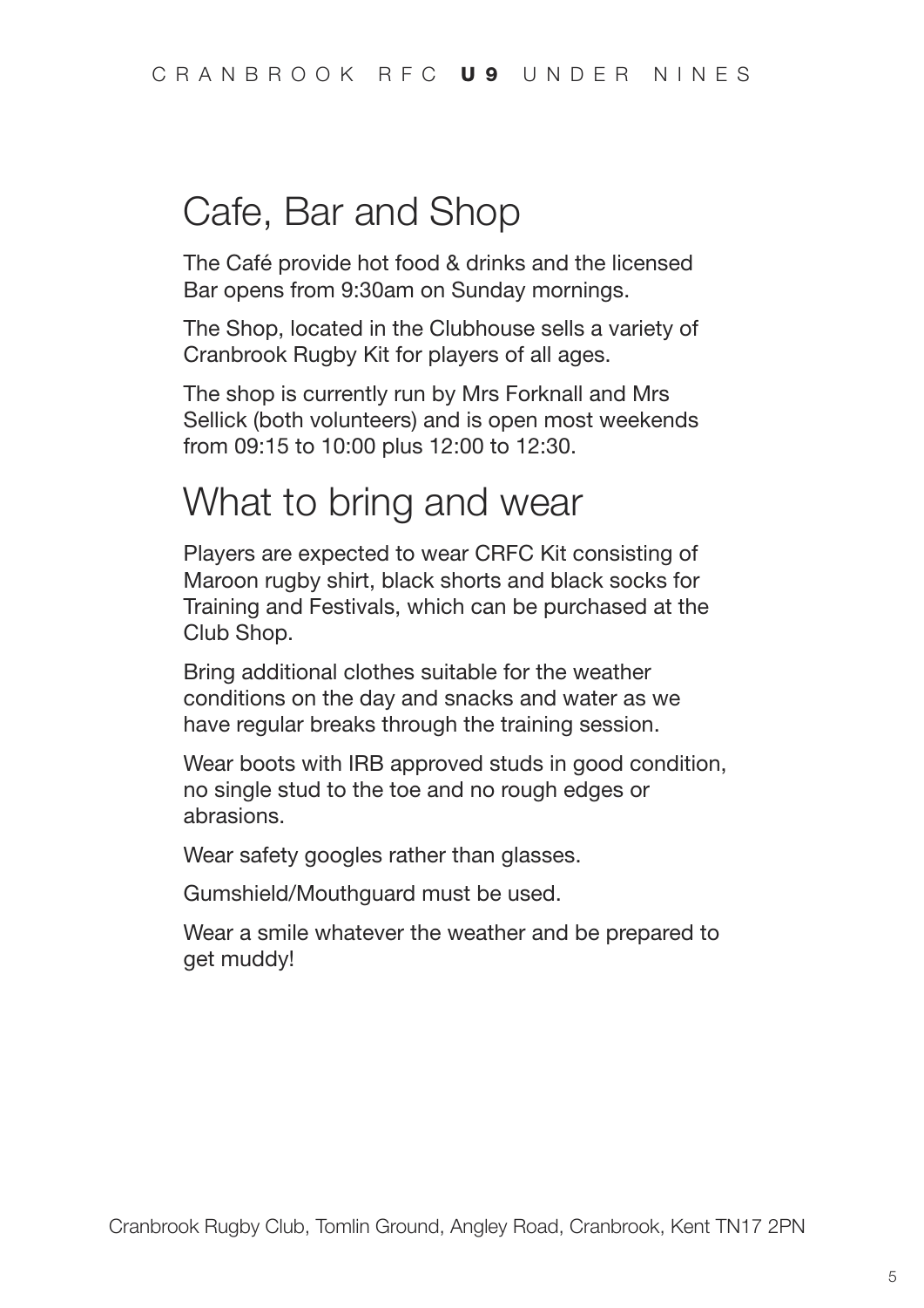## Cafe, Bar and Shop

The Café provide hot food & drinks and the licensed Bar opens from 9:30am on Sunday mornings.

The Shop, located in the Clubhouse sells a variety of Cranbrook Rugby Kit for players of all ages.

The shop is currently run by Mrs Forknall and Mrs Sellick (both volunteers) and is open most weekends from 09:15 to 10:00 plus 12:00 to 12:30.

## What to bring and wear

Players are expected to wear CRFC Kit consisting of Maroon rugby shirt, black shorts and black socks for Training and Festivals, which can be purchased at the Club Shop.

Bring additional clothes suitable for the weather conditions on the day and snacks and water as we have regular breaks through the training session.

Wear boots with IRB approved studs in good condition, no single stud to the toe and no rough edges or abrasions.

Wear safety googles rather than glasses.

Gumshield/Mouthguard must be used.

Wear a smile whatever the weather and be prepared to get muddy!

Cranbrook Rugby Club, Tomlin Ground, Angley Road, Cranbrook, Kent TN17 2PN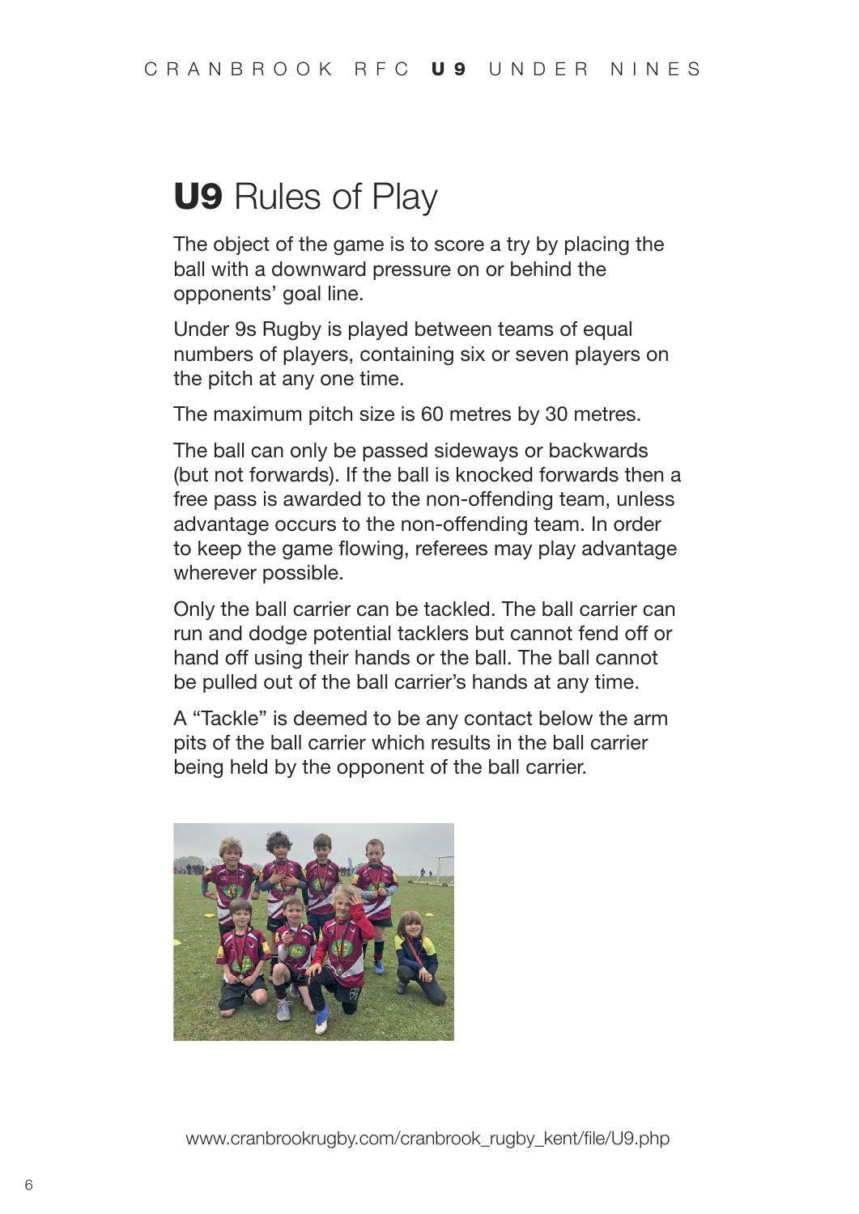## **U9** Rules of Play

The object of the game is to score a try by placing the ball with a downward pressure on or behind the opponents' goal line.

Under 9s Rugby is played between teams of equal numbers of players, containing six or seven players on the pitch at any one time.

The maximum pitch size is 60 metres by 30 metres.

The ball can only be passed sideways or backwards (but not forwards). If the ball is knocked forwards then a free pass is awarded to the non-offending team, unless advantage occurs to the non-offending team. In order to keep the game flowing, referees may play advantage wherever possible.

Only the ball carrier can be tackled. The ball carrier can run and dodge potential tacklers but cannot fend off or hand off using their hands or the ball. The ball cannot be pulled out of the ball carrier's hands at any time.

A "Tackle" is deemed to be any contact below the arm pits of the ball carrier which results in the ball carrier being held by the opponent of the ball carrier.

www.cranbrookrugby.com/cranbrook_rugby_kent/file/U9.php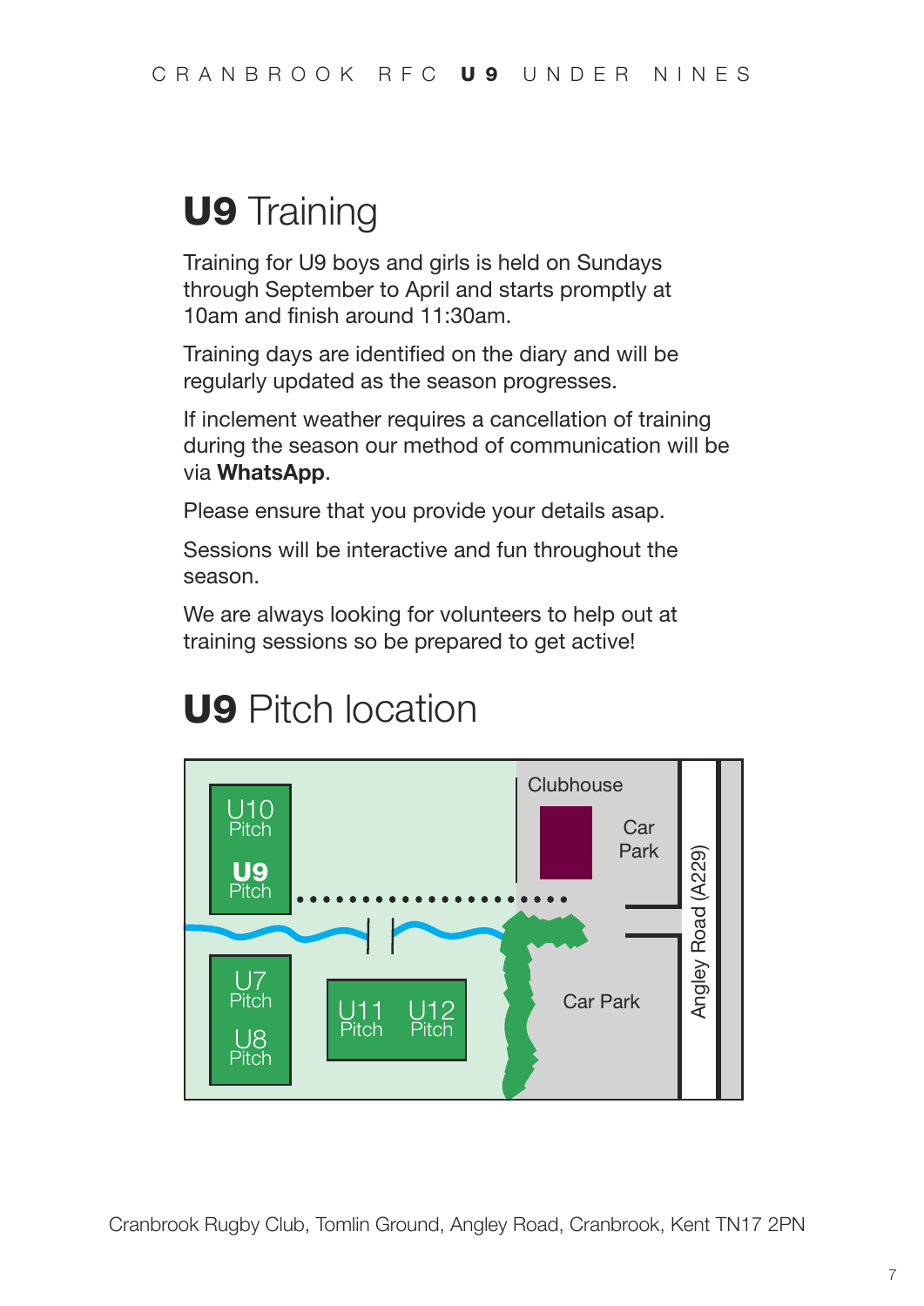# U9 Training

Training for U9 boys and girls is held on Sundays through September to April and starts promptly at 10am and finish around 11:30am.

Training days are identified on the diary and will be regularly updated as the season progresses.

If inclement weather requires a cancellation of training during the season our method of communication will be via **WhatsApp**.

Please ensure that you provide your details asap.

Sessions will be interactive and fun throughout the season.

We are always looking for volunteers to help out at training sessions so be prepared to get active!

# U9 Pitch location

U10 Pitch

**U9** Pitch

U7 Pitch

U8 Pitch

U11 Pitch

U12 Pitch

Clubhouse

Car Park

Car Park

Angley Road (A229)

Cranbrook Rugby Club, Tomlin Ground, Angley Road, Cranbrook, Kent TN17 2PN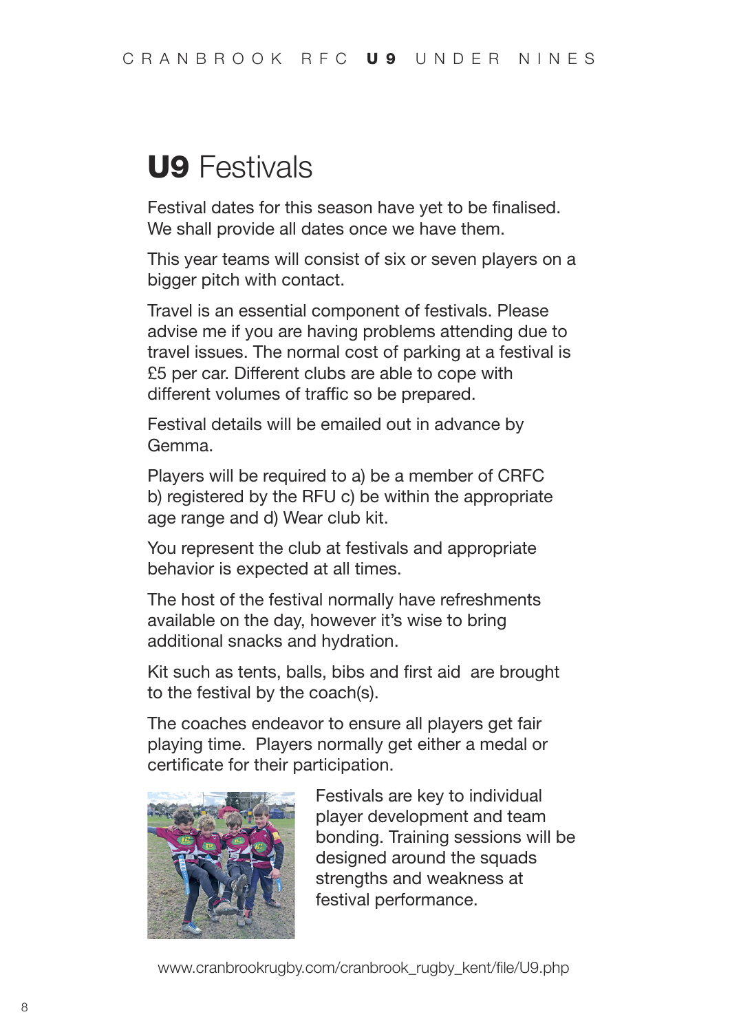# **U9** Festivals

Festival dates for this season have yet to be finalised. We shall provide all dates once we have them.

This year teams will consist of six or seven players on a bigger pitch with contact.

Travel is an essential component of festivals. Please advise me if you are having problems attending due to travel issues. The normal cost of parking at a festival is £5 per car. Different clubs are able to cope with different volumes of traffic so be prepared.

Festival details will be emailed out in advance by Gemma.

Players will be required to a) be a member of CRFC b) registered by the RFU c) be within the appropriate age range and d) Wear club kit.

You represent the club at festivals and appropriate behavior is expected at all times.

The host of the festival normally have refreshments available on the day, however it's wise to bring additional snacks and hydration.

Kit such as tents, balls, bibs and first aid are brought to the festival by the coach(s).

The coaches endeavor to ensure all players get fair playing time. Players normally get either a medal or certificate for their participation.

Festivals are key to individual player development and team bonding. Training sessions will be designed around the squads strengths and weakness at festival performance.

www.cranbrookrugby.com/cranbrook_rugby_kent/file/U9.php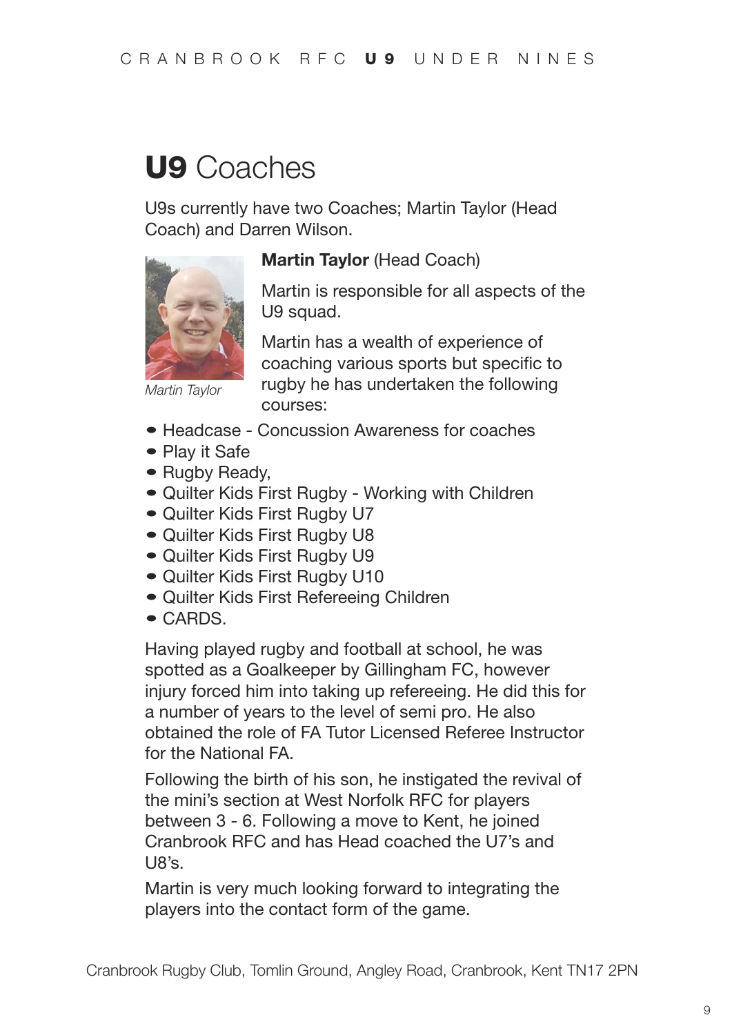# **U9** Coaches

U9s currently have two Coaches; Martin Taylor (Head Coach) and Darren Wilson.

*Martin Taylor*

**Martin Taylor** (Head Coach)

Martin is responsible for all aspects of the U9 squad.

Martin has a wealth of experience of coaching various sports but specific to rugby he has undertaken the following courses:

- Headcase - Concussion Awareness for coaches
- Play it Safe
- Rugby Ready,
- Quilter Kids First Rugby - Working with Children
- Quilter Kids First Rugby U7
- Quilter Kids First Rugby U8
- Quilter Kids First Rugby U9
- Quilter Kids First Rugby U10
- Quilter Kids First Refereeing Children
- CARDS.

Having played rugby and football at school, he was spotted as a Goalkeeper by Gillingham FC, however injury forced him into taking up refereeing. He did this for a number of years to the level of semi pro. He also obtained the role of FA Tutor Licensed Referee Instructor for the National FA.

Following the birth of his son, he instigated the revival of the mini's section at West Norfolk RFC for players between 3 - 6. Following a move to Kent, he joined Cranbrook RFC and has Head coached the U7's and U8's.

Martin is very much looking forward to integrating the players into the contact form of the game.

Cranbrook Rugby Club, Tomlin Ground, Angley Road, Cranbrook, Kent TN17 2PN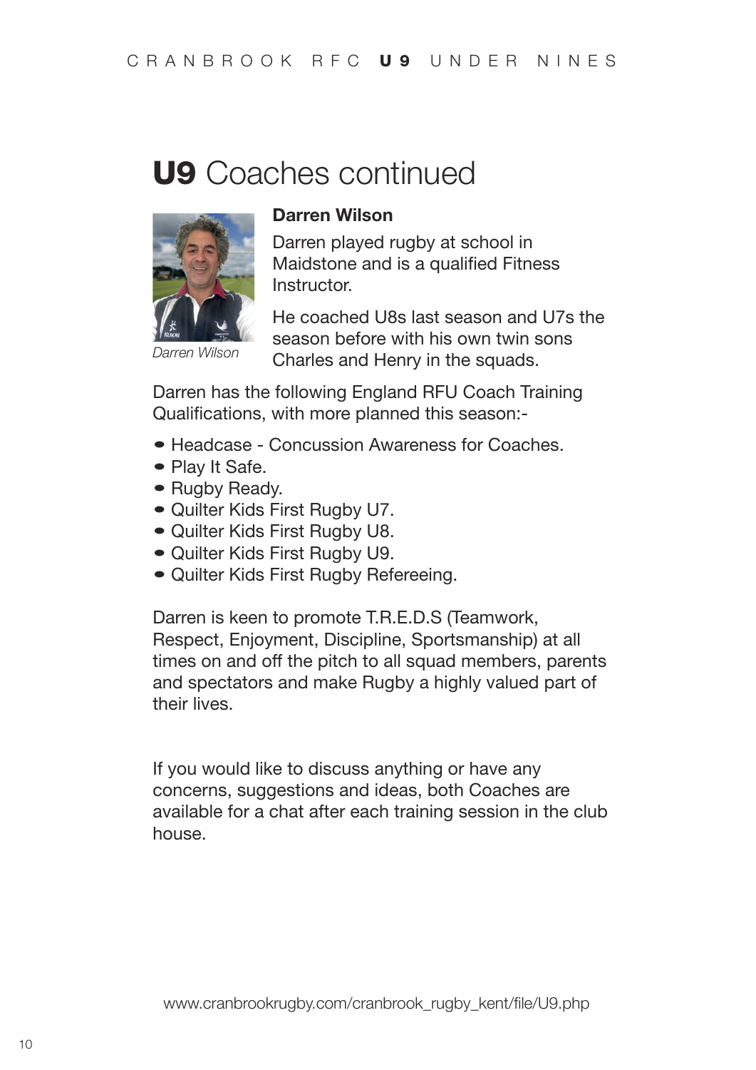# **U9** Coaches continued

*Darren Wilson*

### Darren Wilson

Darren played rugby at school in Maidstone and is a qualified Fitness Instructor.

He coached U8s last season and U7s the season before with his own twin sons Charles and Henry in the squads.

Darren has the following England RFU Coach Training Qualifications, with more planned this season:-

- Headcase - Concussion Awareness for Coaches.
- Play It Safe.
- Rugby Ready.
- Quilter Kids First Rugby U7.
- Quilter Kids First Rugby U8.
- Quilter Kids First Rugby U9.
- Quilter Kids First Rugby Refereeing.

Darren is keen to promote T.R.E.D.S (Teamwork, Respect, Enjoyment, Discipline, Sportsmanship) at all times on and off the pitch to all squad members, parents and spectators and make Rugby a highly valued part of their lives.

If you would like to discuss anything or have any concerns, suggestions and ideas, both Coaches are available for a chat after each training session in the club house.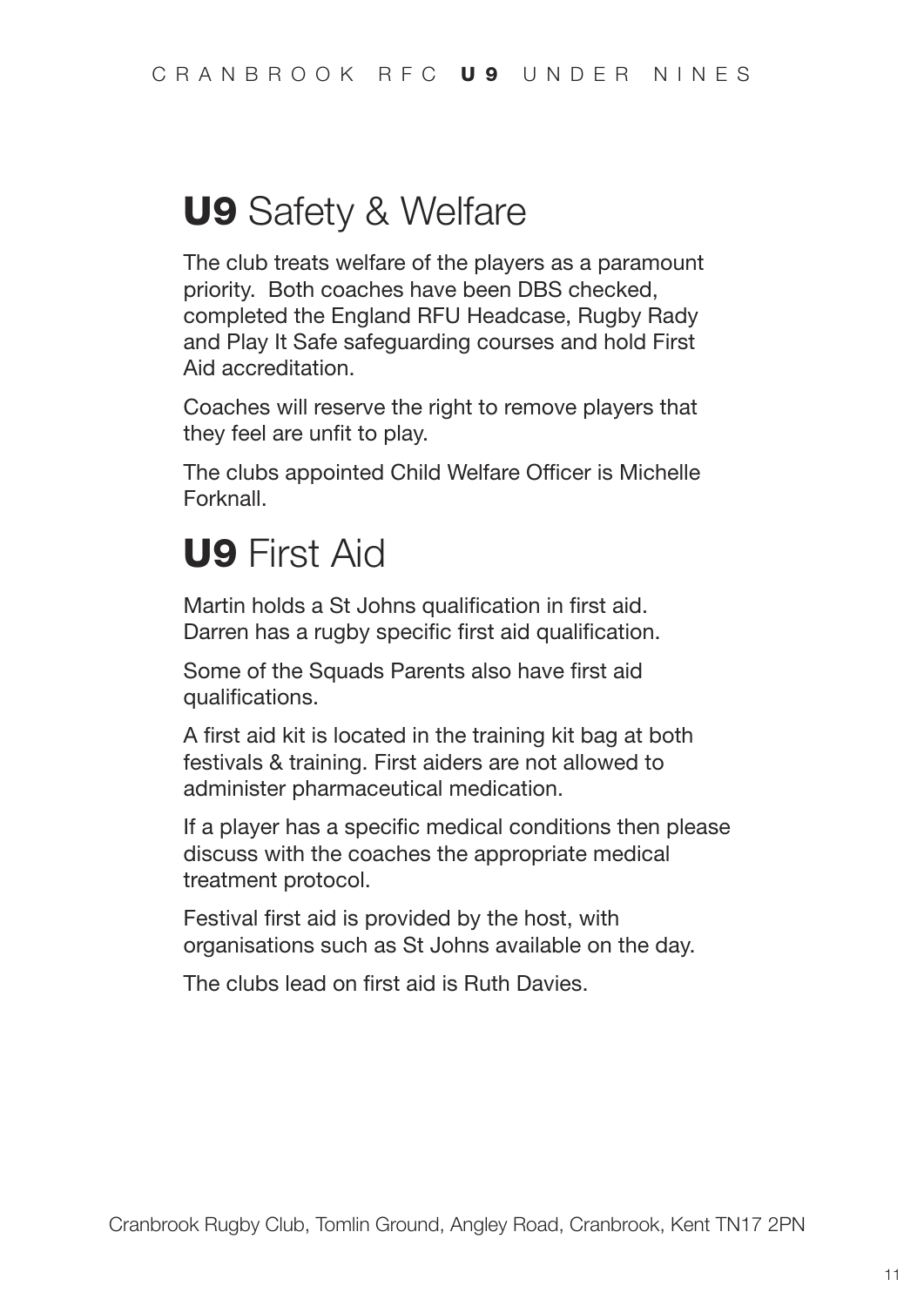## **U9** Safety & Welfare

The club treats welfare of the players as a paramount priority. Both coaches have been DBS checked, completed the England RFU Headcase, Rugby Rady and Play It Safe safeguarding courses and hold First Aid accreditation.

Coaches will reserve the right to remove players that they feel are unfit to play.

The clubs appointed Child Welfare Officer is Michelle Forknall.

## **U9** First Aid

Martin holds a St Johns qualification in first aid. Darren has a rugby specific first aid qualification.

Some of the Squads Parents also have first aid qualifications.

A first aid kit is located in the training kit bag at both festivals & training. First aiders are not allowed to administer pharmaceutical medication.

If a player has a specific medical conditions then please discuss with the coaches the appropriate medical treatment protocol.

Festival first aid is provided by the host, with organisations such as St Johns available on the day.

The clubs lead on first aid is Ruth Davies.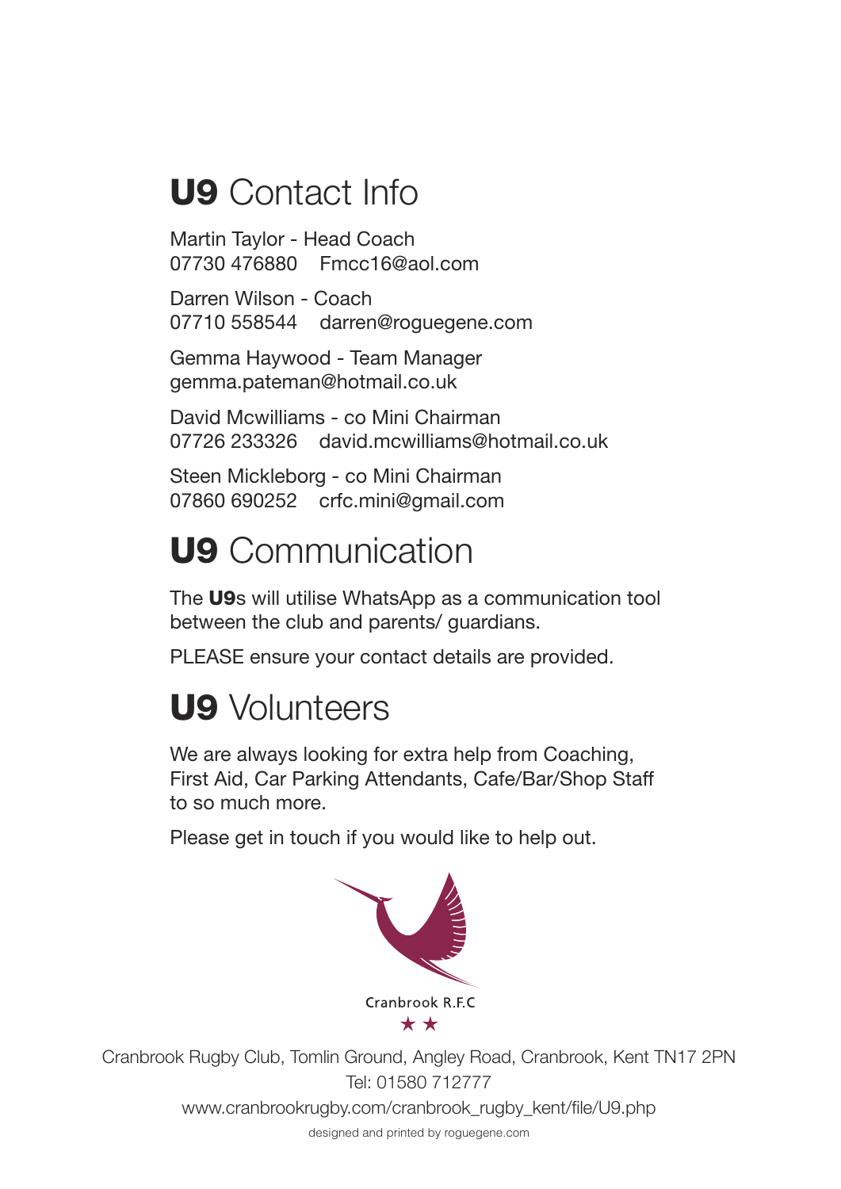## **U9** Contact Info

Martin Taylor - Head Coach
07730 476880    Fmcc16@aol.com

Darren Wilson - Coach
07710 558544    darren@roguegene.com

Gemma Haywood - Team Manager
gemma.pateman@hotmail.co.uk

David Mcwilliams - co Mini Chairman
07726 233326    david.mcwilliams@hotmail.co.uk

Steen Mickleborg - co Mini Chairman
07860 690252    crfc.mini@gmail.com

## **U9** Communication

The **U9**s will utilise WhatsApp as a communication tool between the club and parents/ guardians.

PLEASE ensure your contact details are provided.

## **U9** Volunteers

We are always looking for extra help from Coaching, First Aid, Car Parking Attendants, Cafe/Bar/Shop Staff to so much more.

Please get in touch if you would like to help out.

Cranbrook R.F.C

★ ★

Cranbrook Rugby Club, Tomlin Ground, Angley Road, Cranbrook, Kent TN17 2PN
Tel: 01580 712777
www.cranbrookrugby.com/cranbrook_rugby_kent/file/U9.php

designed and printed by roguegene.com